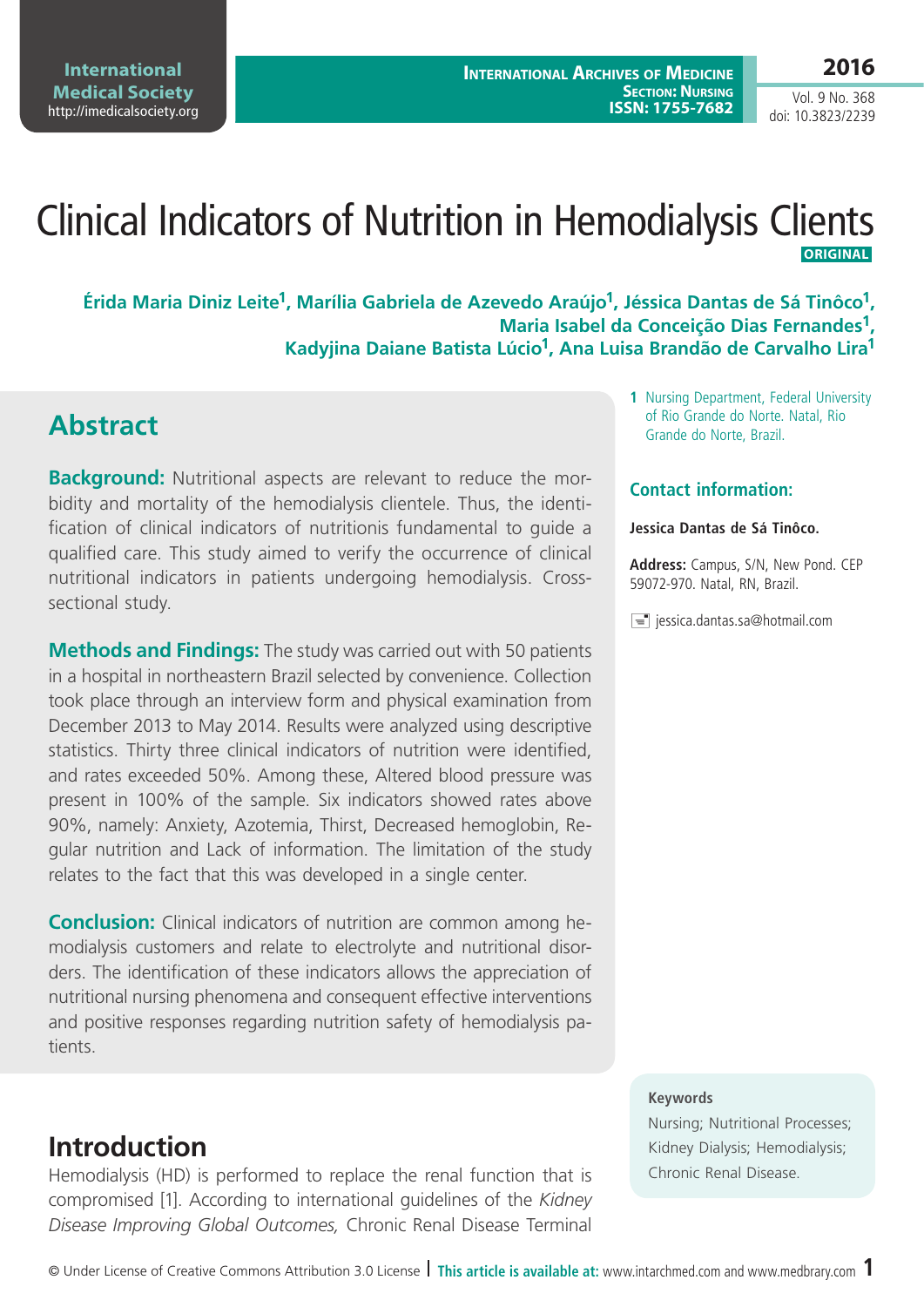# Clinical Indicators of Nutrition in Hemodialysis Clients

**ORIGINAL**

**Érida Maria Diniz Leite[1], Marília Gabriela de Azevedo Araújo[1], Jéssica Dantas de Sá Tinôco[1], Maria Isabel da Conceição Dias Fernandes[1], Kadyjina Daiane Batista Lúcio[1], Ana Luisa Brandão de Carvalho Lira[1]**

1 Nursing Department, Federal University of Rio Grande do Norte. Natal, Rio Grande do Norte, Brazil.

### Contact information:

**Jessica Dantas de Sá Tinôco.**

**Address:** Campus, S/N, New Pond. CEP 59072-970. Natal, RN, Brazil.

jessica.dantas.sa@hotmail.com

## Abstract

**Background:** Nutritional aspects are relevant to reduce the morbidity and mortality of the hemodialysis clientele. Thus, the identification of clinical indicators of nutritionis fundamental to guide a qualified care. This study aimed to verify the occurrence of clinical nutritional indicators in patients undergoing hemodialysis. Cross-sectional study.

**Methods and Findings:** The study was carried out with 50 patients in a hospital in northeastern Brazil selected by convenience. Collection took place through an interview form and physical examination from December 2013 to May 2014. Results were analyzed using descriptive statistics. Thirty three clinical indicators of nutrition were identified, and rates exceeded 50%. Among these, Altered blood pressure was present in 100% of the sample. Six indicators showed rates above 90%, namely: Anxiety, Azotemia, Thirst, Decreased hemoglobin, Regular nutrition and Lack of information. The limitation of the study relates to the fact that this was developed in a single center.

**Conclusion:** Clinical indicators of nutrition are common among hemodialysis customers and relate to electrolyte and nutritional disorders. The identification of these indicators allows the appreciation of nutritional nursing phenomena and consequent effective interventions and positive responses regarding nutrition safety of hemodialysis patients.

**Keywords**

Nursing; Nutritional Processes; Kidney Dialysis; Hemodialysis; Chronic Renal Disease.

## Introduction

Hemodialysis (HD) is performed to replace the renal function that is compromised [1]. According to international guidelines of the *Kidney Disease Improving Global Outcomes,* Chronic Renal Disease Terminal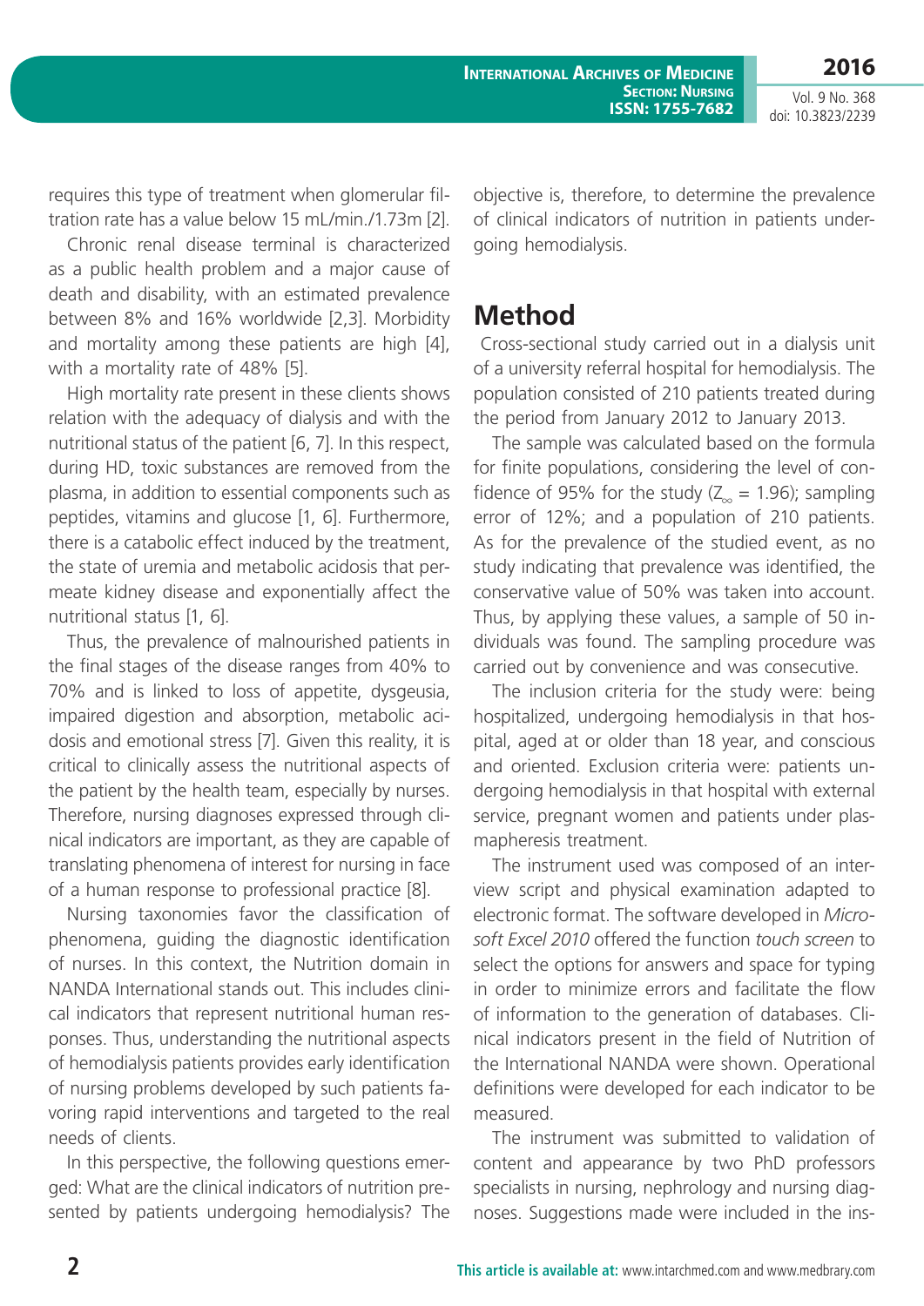requires this type of treatment when glomerular filtration rate has a value below 15 mL/min./1.73m [2].

Chronic renal disease terminal is characterized as a public health problem and a major cause of death and disability, with an estimated prevalence between 8% and 16% worldwide [2,3]. Morbidity and mortality among these patients are high [4], with a mortality rate of 48% [5].

High mortality rate present in these clients shows relation with the adequacy of dialysis and with the nutritional status of the patient [6, 7]. In this respect, during HD, toxic substances are removed from the plasma, in addition to essential components such as peptides, vitamins and glucose [1, 6]. Furthermore, there is a catabolic effect induced by the treatment, the state of uremia and metabolic acidosis that permeate kidney disease and exponentially affect the nutritional status [1, 6].

Thus, the prevalence of malnourished patients in the final stages of the disease ranges from 40% to 70% and is linked to loss of appetite, dysgeusia, impaired digestion and absorption, metabolic acidosis and emotional stress [7]. Given this reality, it is critical to clinically assess the nutritional aspects of the patient by the health team, especially by nurses. Therefore, nursing diagnoses expressed through clinical indicators are important, as they are capable of translating phenomena of interest for nursing in face of a human response to professional practice [8].

Nursing taxonomies favor the classification of phenomena, guiding the diagnostic identification of nurses. In this context, the Nutrition domain in NANDA International stands out. This includes clinical indicators that represent nutritional human responses. Thus, understanding the nutritional aspects of hemodialysis patients provides early identification of nursing problems developed by such patients favoring rapid interventions and targeted to the real needs of clients.

In this perspective, the following questions emerged: What are the clinical indicators of nutrition presented by patients undergoing hemodialysis? The objective is, therefore, to determine the prevalence of clinical indicators of nutrition in patients undergoing hemodialysis.

## Method

Cross-sectional study carried out in a dialysis unit of a university referral hospital for hemodialysis. The population consisted of 210 patients treated during the period from January 2012 to January 2013.

The sample was calculated based on the formula for finite populations, considering the level of confidence of 95% for the study ($Z_{\infty} = 1.96$); sampling error of 12%; and a population of 210 patients. As for the prevalence of the studied event, as no study indicating that prevalence was identified, the conservative value of 50% was taken into account. Thus, by applying these values, a sample of 50 individuals was found. The sampling procedure was carried out by convenience and was consecutive.

The inclusion criteria for the study were: being hospitalized, undergoing hemodialysis in that hospital, aged at or older than 18 year, and conscious and oriented. Exclusion criteria were: patients undergoing hemodialysis in that hospital with external service, pregnant women and patients under plasmapheresis treatment.

The instrument used was composed of an interview script and physical examination adapted to electronic format. The software developed in *Microsoft Excel 2010* offered the function *touch screen* to select the options for answers and space for typing in order to minimize errors and facilitate the flow of information to the generation of databases. Clinical indicators present in the field of Nutrition of the International NANDA were shown. Operational definitions were developed for each indicator to be measured.

The instrument was submitted to validation of content and appearance by two PhD professors specialists in nursing, nephrology and nursing diagnoses. Suggestions made were included in the ins-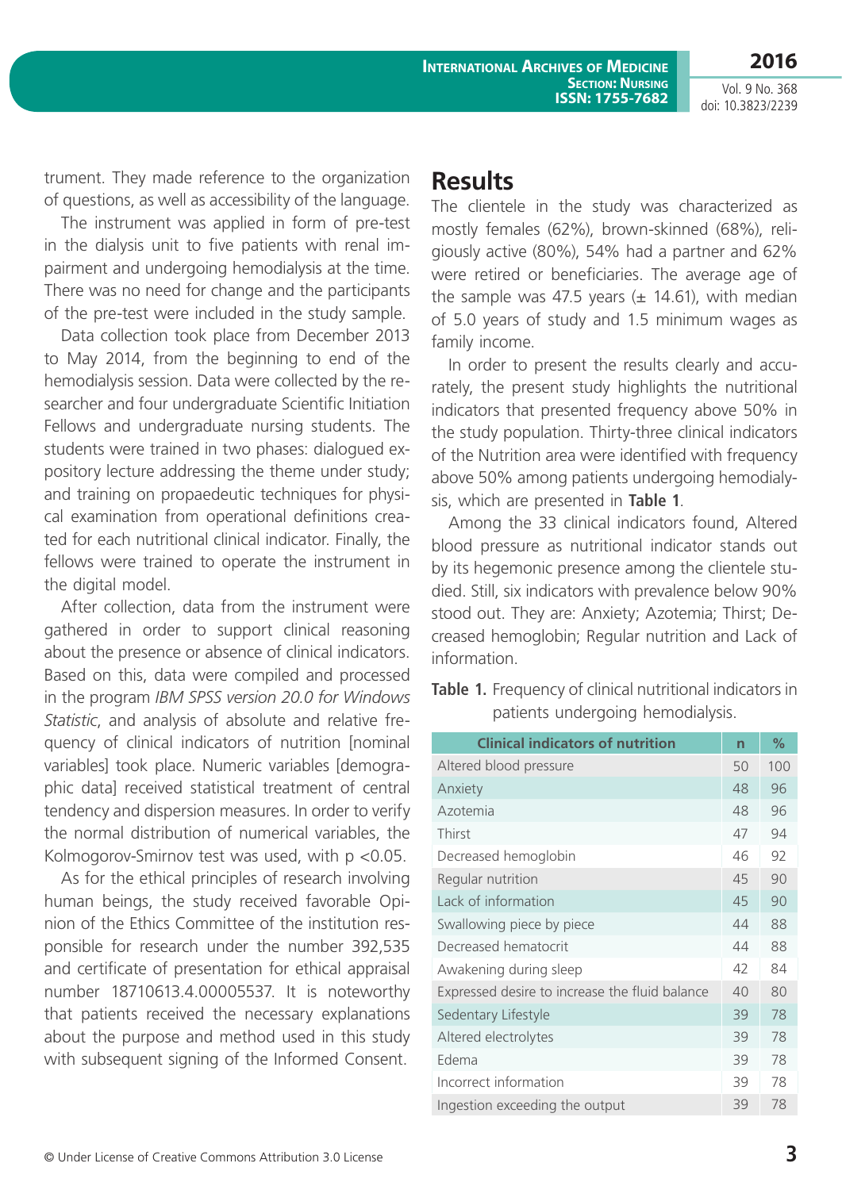trument. They made reference to the organization of questions, as well as accessibility of the language.

The instrument was applied in form of pre-test in the dialysis unit to five patients with renal impairment and undergoing hemodialysis at the time. There was no need for change and the participants of the pre-test were included in the study sample.

Data collection took place from December 2013 to May 2014, from the beginning to end of the hemodialysis session. Data were collected by the researcher and four undergraduate Scientific Initiation Fellows and undergraduate nursing students. The students were trained in two phases: dialogued expository lecture addressing the theme under study; and training on propaedeutic techniques for physical examination from operational definitions created for each nutritional clinical indicator. Finally, the fellows were trained to operate the instrument in the digital model.

After collection, data from the instrument were gathered in order to support clinical reasoning about the presence or absence of clinical indicators. Based on this, data were compiled and processed in the program *IBM SPSS version 20.0 for Windows Statistic*, and analysis of absolute and relative frequency of clinical indicators of nutrition [nominal variables] took place. Numeric variables [demographic data] received statistical treatment of central tendency and dispersion measures. In order to verify the normal distribution of numerical variables, the Kolmogorov-Smirnov test was used, with $p < 0.05$.

As for the ethical principles of research involving human beings, the study received favorable Opinion of the Ethics Committee of the institution responsible for research under the number 392,535 and certificate of presentation for ethical appraisal number 18710613.4.00005537. It is noteworthy that patients received the necessary explanations about the purpose and method used in this study with subsequent signing of the Informed Consent.

## Results

The clientele in the study was characterized as mostly females (62%), brown-skinned (68%), religiously active (80%), 54% had a partner and 62% were retired or beneficiaries. The average age of the sample was 47.5 years (± 14.61), with median of 5.0 years of study and 1.5 minimum wages as family income.

In order to present the results clearly and accurately, the present study highlights the nutritional indicators that presented frequency above 50% in the study population. Thirty-three clinical indicators of the Nutrition area were identified with frequency above 50% among patients undergoing hemodialysis, which are presented in **Table 1**.

Among the 33 clinical indicators found, Altered blood pressure as nutritional indicator stands out by its hegemonic presence among the clientele studied. Still, six indicators with prevalence below 90% stood out. They are: Anxiety; Azotemia; Thirst; Decreased hemoglobin; Regular nutrition and Lack of information.

**Table 1.** Frequency of clinical nutritional indicators in patients undergoing hemodialysis.

| Clinical indicators of nutrition | n | % |
|---|---|---|
| Altered blood pressure | 50 | 100 |
| Anxiety | 48 | 96 |
| Azotemia | 48 | 96 |
| Thirst | 47 | 94 |
| Decreased hemoglobin | 46 | 92 |
| Regular nutrition | 45 | 90 |
| Lack of information | 45 | 90 |
| Swallowing piece by piece | 44 | 88 |
| Decreased hematocrit | 44 | 88 |
| Awakening during sleep | 42 | 84 |
| Expressed desire to increase the fluid balance | 40 | 80 |
| Sedentary Lifestyle | 39 | 78 |
| Altered electrolytes | 39 | 78 |
| Edema | 39 | 78 |
| Incorrect information | 39 | 78 |
| Ingestion exceeding the output | 39 | 78 |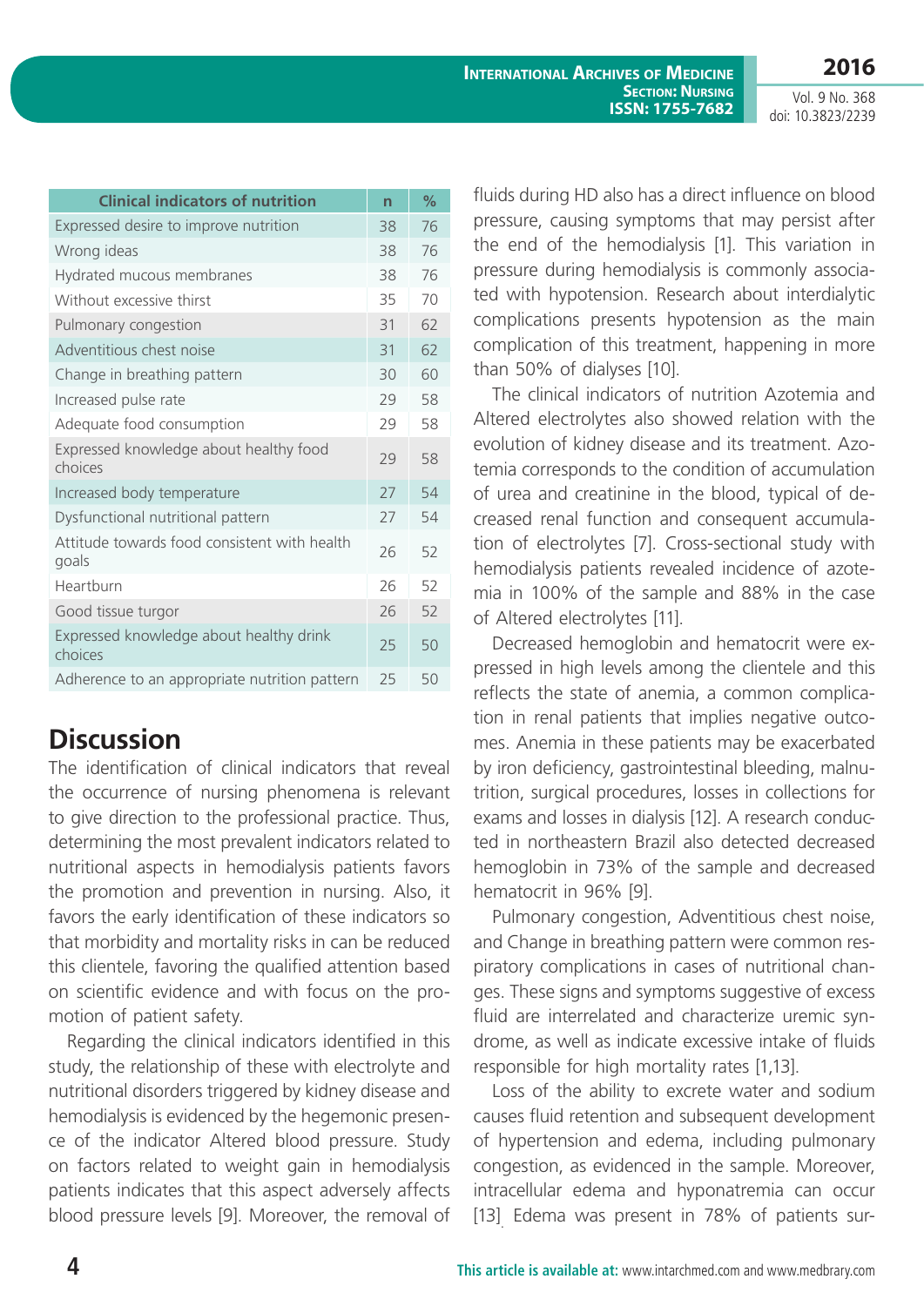| Clinical indicators of nutrition | n | % |
|---|---|---|
| Expressed desire to improve nutrition | 38 | 76 |
| Wrong ideas | 38 | 76 |
| Hydrated mucous membranes | 38 | 76 |
| Without excessive thirst | 35 | 70 |
| Pulmonary congestion | 31 | 62 |
| Adventitious chest noise | 31 | 62 |
| Change in breathing pattern | 30 | 60 |
| Increased pulse rate | 29 | 58 |
| Adequate food consumption | 29 | 58 |
| Expressed knowledge about healthy food choices | 29 | 58 |
| Increased body temperature | 27 | 54 |
| Dysfunctional nutritional pattern | 27 | 54 |
| Attitude towards food consistent with health goals | 26 | 52 |
| Heartburn | 26 | 52 |
| Good tissue turgor | 26 | 52 |
| Expressed knowledge about healthy drink choices | 25 | 50 |
| Adherence to an appropriate nutrition pattern | 25 | 50 |

## Discussion

The identification of clinical indicators that reveal the occurrence of nursing phenomena is relevant to give direction to the professional practice. Thus, determining the most prevalent indicators related to nutritional aspects in hemodialysis patients favors the promotion and prevention in nursing. Also, it favors the early identification of these indicators so that morbidity and mortality risks in can be reduced this clientele, favoring the qualified attention based on scientific evidence and with focus on the promotion of patient safety.

Regarding the clinical indicators identified in this study, the relationship of these with electrolyte and nutritional disorders triggered by kidney disease and hemodialysis is evidenced by the hegemonic presence of the indicator Altered blood pressure. Study on factors related to weight gain in hemodialysis patients indicates that this aspect adversely affects blood pressure levels [9]. Moreover, the removal of fluids during HD also has a direct influence on blood pressure, causing symptoms that may persist after the end of the hemodialysis [1]. This variation in pressure during hemodialysis is commonly associated with hypotension. Research about interdialytic complications presents hypotension as the main complication of this treatment, happening in more than 50% of dialyses [10].

The clinical indicators of nutrition Azotemia and Altered electrolytes also showed relation with the evolution of kidney disease and its treatment. Azotemia corresponds to the condition of accumulation of urea and creatinine in the blood, typical of decreased renal function and consequent accumulation of electrolytes [7]. Cross-sectional study with hemodialysis patients revealed incidence of azotemia in 100% of the sample and 88% in the case of Altered electrolytes [11].

Decreased hemoglobin and hematocrit were expressed in high levels among the clientele and this reflects the state of anemia, a common complication in renal patients that implies negative outcomes. Anemia in these patients may be exacerbated by iron deficiency, gastrointestinal bleeding, malnutrition, surgical procedures, losses in collections for exams and losses in dialysis [12]. A research conducted in northeastern Brazil also detected decreased hemoglobin in 73% of the sample and decreased hematocrit in 96% [9].

Pulmonary congestion, Adventitious chest noise, and Change in breathing pattern were common respiratory complications in cases of nutritional changes. These signs and symptoms suggestive of excess fluid are interrelated and characterize uremic syndrome, as well as indicate excessive intake of fluids responsible for high mortality rates [1,13].

Loss of the ability to excrete water and sodium causes fluid retention and subsequent development of hypertension and edema, including pulmonary congestion, as evidenced in the sample. Moreover, intracellular edema and hyponatremia can occur [13]. Edema was present in 78% of patients sur-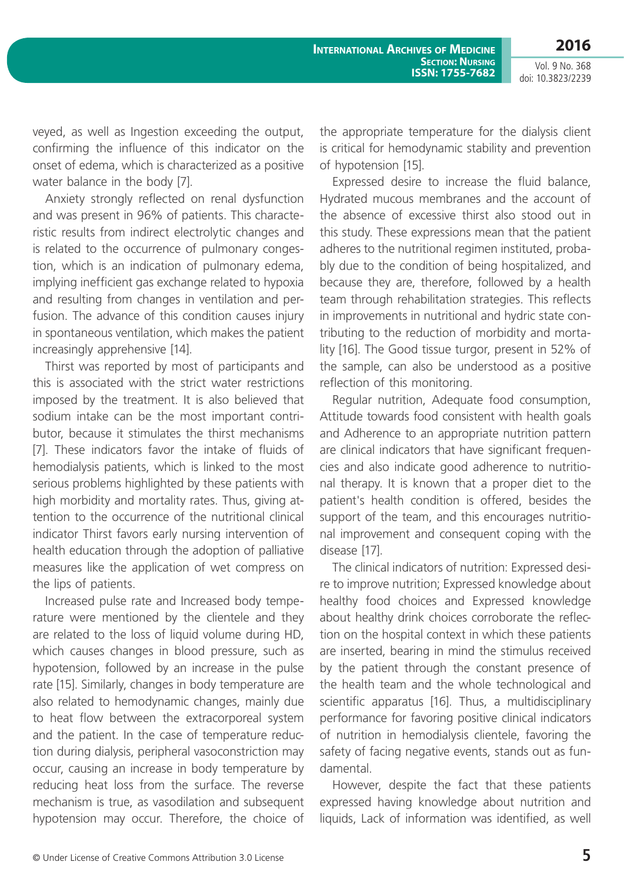veyed, as well as Ingestion exceeding the output, confirming the influence of this indicator on the onset of edema, which is characterized as a positive water balance in the body [7].

Anxiety strongly reflected on renal dysfunction and was present in 96% of patients. This characteristic results from indirect electrolytic changes and is related to the occurrence of pulmonary congestion, which is an indication of pulmonary edema, implying inefficient gas exchange related to hypoxia and resulting from changes in ventilation and perfusion. The advance of this condition causes injury in spontaneous ventilation, which makes the patient increasingly apprehensive [14].

Thirst was reported by most of participants and this is associated with the strict water restrictions imposed by the treatment. It is also believed that sodium intake can be the most important contributor, because it stimulates the thirst mechanisms [7]. These indicators favor the intake of fluids of hemodialysis patients, which is linked to the most serious problems highlighted by these patients with high morbidity and mortality rates. Thus, giving attention to the occurrence of the nutritional clinical indicator Thirst favors early nursing intervention of health education through the adoption of palliative measures like the application of wet compress on the lips of patients.

Increased pulse rate and Increased body temperature were mentioned by the clientele and they are related to the loss of liquid volume during HD, which causes changes in blood pressure, such as hypotension, followed by an increase in the pulse rate [15]. Similarly, changes in body temperature are also related to hemodynamic changes, mainly due to heat flow between the extracorporeal system and the patient. In the case of temperature reduction during dialysis, peripheral vasoconstriction may occur, causing an increase in body temperature by reducing heat loss from the surface. The reverse mechanism is true, as vasodilation and subsequent hypotension may occur. Therefore, the choice of the appropriate temperature for the dialysis client is critical for hemodynamic stability and prevention of hypotension [15].

Expressed desire to increase the fluid balance, Hydrated mucous membranes and the account of the absence of excessive thirst also stood out in this study. These expressions mean that the patient adheres to the nutritional regimen instituted, probably due to the condition of being hospitalized, and because they are, therefore, followed by a health team through rehabilitation strategies. This reflects in improvements in nutritional and hydric state contributing to the reduction of morbidity and mortality [16]. The Good tissue turgor, present in 52% of the sample, can also be understood as a positive reflection of this monitoring.

Regular nutrition, Adequate food consumption, Attitude towards food consistent with health goals and Adherence to an appropriate nutrition pattern are clinical indicators that have significant frequencies and also indicate good adherence to nutritional therapy. It is known that a proper diet to the patient's health condition is offered, besides the support of the team, and this encourages nutritional improvement and consequent coping with the disease [17].

The clinical indicators of nutrition: Expressed desire to improve nutrition; Expressed knowledge about healthy food choices and Expressed knowledge about healthy drink choices corroborate the reflection on the hospital context in which these patients are inserted, bearing in mind the stimulus received by the patient through the constant presence of the health team and the whole technological and scientific apparatus [16]. Thus, a multidisciplinary performance for favoring positive clinical indicators of nutrition in hemodialysis clientele, favoring the safety of facing negative events, stands out as fundamental.

However, despite the fact that these patients expressed having knowledge about nutrition and liquids, Lack of information was identified, as well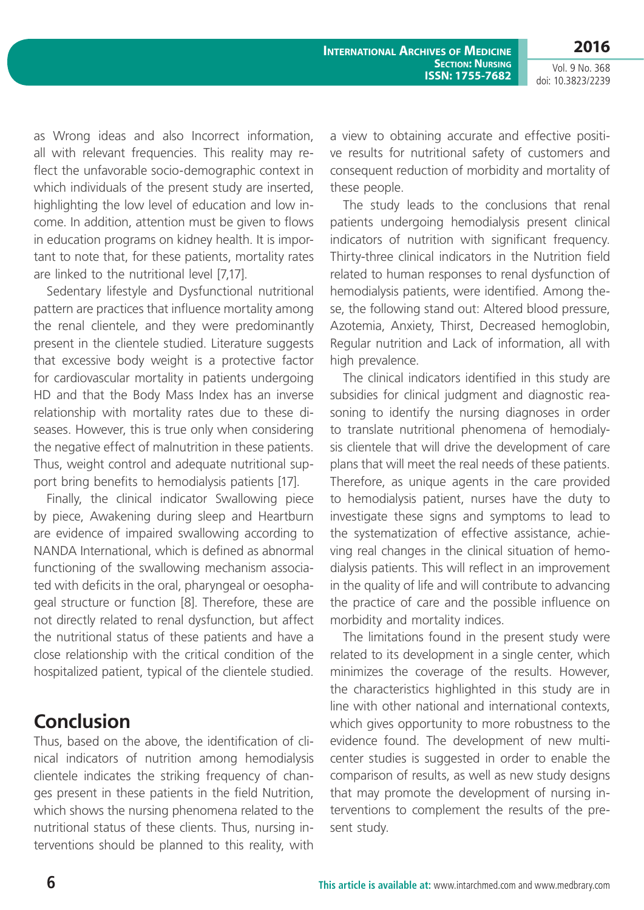as Wrong ideas and also Incorrect information, all with relevant frequencies. This reality may reflect the unfavorable socio-demographic context in which individuals of the present study are inserted, highlighting the low level of education and low income. In addition, attention must be given to flows in education programs on kidney health. It is important to note that, for these patients, mortality rates are linked to the nutritional level [7,17].

Sedentary lifestyle and Dysfunctional nutritional pattern are practices that influence mortality among the renal clientele, and they were predominantly present in the clientele studied. Literature suggests that excessive body weight is a protective factor for cardiovascular mortality in patients undergoing HD and that the Body Mass Index has an inverse relationship with mortality rates due to these diseases. However, this is true only when considering the negative effect of malnutrition in these patients. Thus, weight control and adequate nutritional support bring benefits to hemodialysis patients [17].

Finally, the clinical indicator Swallowing piece by piece, Awakening during sleep and Heartburn are evidence of impaired swallowing according to NANDA International, which is defined as abnormal functioning of the swallowing mechanism associated with deficits in the oral, pharyngeal or oesophageal structure or function [8]. Therefore, these are not directly related to renal dysfunction, but affect the nutritional status of these patients and have a close relationship with the critical condition of the hospitalized patient, typical of the clientele studied.

## Conclusion

Thus, based on the above, the identification of clinical indicators of nutrition among hemodialysis clientele indicates the striking frequency of changes present in these patients in the field Nutrition, which shows the nursing phenomena related to the nutritional status of these clients. Thus, nursing interventions should be planned to this reality, with a view to obtaining accurate and effective positive results for nutritional safety of customers and consequent reduction of morbidity and mortality of these people.

The study leads to the conclusions that renal patients undergoing hemodialysis present clinical indicators of nutrition with significant frequency. Thirty-three clinical indicators in the Nutrition field related to human responses to renal dysfunction of hemodialysis patients, were identified. Among these, the following stand out: Altered blood pressure, Azotemia, Anxiety, Thirst, Decreased hemoglobin, Regular nutrition and Lack of information, all with high prevalence.

The clinical indicators identified in this study are subsidies for clinical judgment and diagnostic reasoning to identify the nursing diagnoses in order to translate nutritional phenomena of hemodialysis clientele that will drive the development of care plans that will meet the real needs of these patients. Therefore, as unique agents in the care provided to hemodialysis patient, nurses have the duty to investigate these signs and symptoms to lead to the systematization of effective assistance, achieving real changes in the clinical situation of hemodialysis patients. This will reflect in an improvement in the quality of life and will contribute to advancing the practice of care and the possible influence on morbidity and mortality indices.

The limitations found in the present study were related to its development in a single center, which minimizes the coverage of the results. However, the characteristics highlighted in this study are in line with other national and international contexts, which gives opportunity to more robustness to the evidence found. The development of new multicenter studies is suggested in order to enable the comparison of results, as well as new study designs that may promote the development of nursing interventions to complement the results of the present study.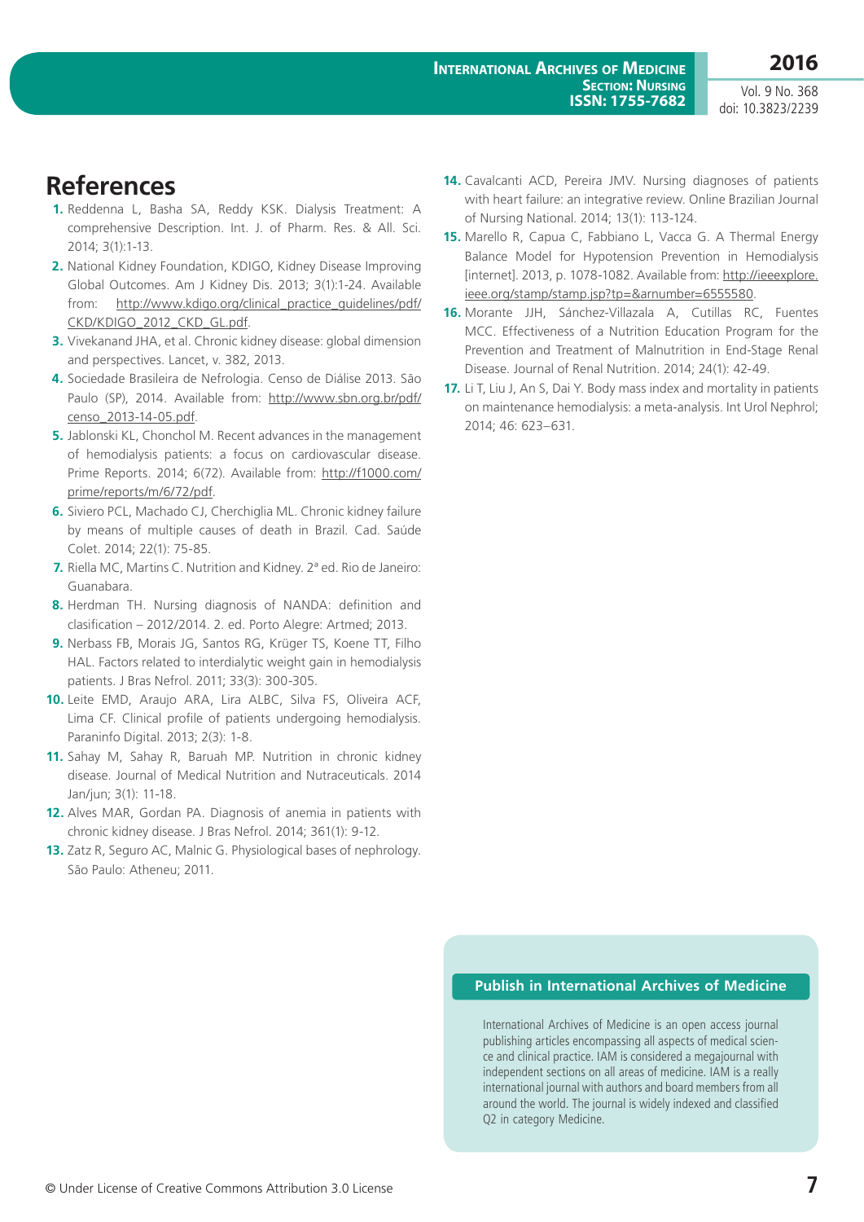# References

1. Reddenna L, Basha SA, Reddy KSK. Dialysis Treatment: A comprehensive Description. Int. J. of Pharm. Res. & All. Sci. 2014; 3(1):1-13.
2. National Kidney Foundation, KDIGO, Kidney Disease Improving Global Outcomes. Am J Kidney Dis. 2013; 3(1):1-24. Available from: http://www.kdigo.org/clinical_practice_guidelines/pdf/CKD/KDIGO_2012_CKD_GL.pdf.
3. Vivekanand JHA, et al. Chronic kidney disease: global dimension and perspectives. Lancet, v. 382, 2013.
4. Sociedade Brasileira de Nefrologia. Censo de Diálise 2013. São Paulo (SP), 2014. Available from: http://www.sbn.org.br/pdf/censo_2013-14-05.pdf.
5. Jablonski KL, Chonchol M. Recent advances in the management of hemodialysis patients: a focus on cardiovascular disease. Prime Reports. 2014; 6(72). Available from: http://f1000.com/prime/reports/m/6/72/pdf.
6. Siviero PCL, Machado CJ, Cherchiglia ML. Chronic kidney failure by means of multiple causes of death in Brazil. Cad. Saúde Colet. 2014; 22(1): 75-85.
7. Riella MC, Martins C. Nutrition and Kidney. 2ª ed. Rio de Janeiro: Guanabara.
8. Herdman TH. Nursing diagnosis of NANDA: definition and clasification – 2012/2014. 2. ed. Porto Alegre: Artmed; 2013.
9. Nerbass FB, Morais JG, Santos RG, Krüger TS, Koene TT, Filho HAL. Factors related to interdialytic weight gain in hemodialysis patients. J Bras Nefrol. 2011; 33(3): 300-305.
10. Leite EMD, Araujo ARA, Lira ALBC, Silva FS, Oliveira ACF, Lima CF. Clinical profile of patients undergoing hemodialysis. Paraninfo Digital. 2013; 2(3): 1-8.
11. Sahay M, Sahay R, Baruah MP. Nutrition in chronic kidney disease. Journal of Medical Nutrition and Nutraceuticals. 2014 Jan/jun; 3(1): 11-18.
12. Alves MAR, Gordan PA. Diagnosis of anemia in patients with chronic kidney disease. J Bras Nefrol. 2014; 361(1): 9-12.
13. Zatz R, Seguro AC, Malnic G. Physiological bases of nephrology. São Paulo: Atheneu; 2011.
14. Cavalcanti ACD, Pereira JMV. Nursing diagnoses of patients with heart failure: an integrative review. Online Brazilian Journal of Nursing National. 2014; 13(1): 113-124.
15. Marello R, Capua C, Fabbiano L, Vacca G. A Thermal Energy Balance Model for Hypotension Prevention in Hemodialysis [internet]. 2013, p. 1078-1082. Available from: http://ieeexplore.ieee.org/stamp/stamp.jsp?tp=&arnumber=6555580.
16. Morante JJH, Sánchez-Villazala A, Cutillas RC, Fuentes MCC. Effectiveness of a Nutrition Education Program for the Prevention and Treatment of Malnutrition in End-Stage Renal Disease. Journal of Renal Nutrition. 2014; 24(1): 42-49.
17. Li T, Liu J, An S, Dai Y. Body mass index and mortality in patients on maintenance hemodialysis: a meta-analysis. Int Urol Nephrol; 2014; 46: 623–631.

**Publish in International Archives of Medicine**

International Archives of Medicine is an open access journal publishing articles encompassing all aspects of medical science and clinical practice. IAM is considered a megajournal with independent sections on all areas of medicine. IAM is a really international journal with authors and board members from all around the world. The journal is widely indexed and classified Q2 in category Medicine.

© Under License of Creative Commons Attribution 3.0 License